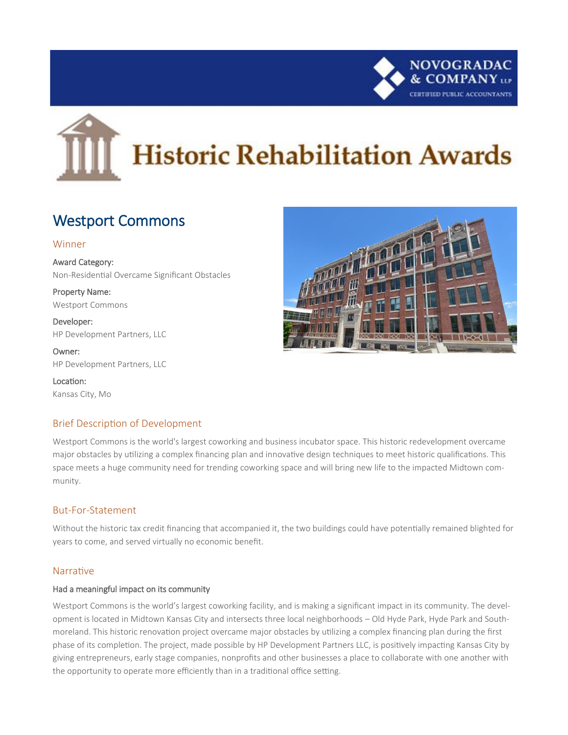# Historic Rehabilitation Awards

## Westport Commons

### Winner

**Award Category:**
Non-Residential Overcame Significant Obstacles

**Property Name:**
Westport Commons

**Developer:**
HP Development Partners, LLC

**Owner:**
HP Development Partners, LLC

**Location:**
Kansas City, Mo

### Brief Description of Development

Westport Commons is the world's largest coworking and business incubator space. This historic redevelopment overcame major obstacles by utilizing a complex financing plan and innovative design techniques to meet historic qualifications. This space meets a huge community need for trending coworking space and will bring new life to the impacted Midtown community.

### But-For-Statement

Without the historic tax credit financing that accompanied it, the two buildings could have potentially remained blighted for years to come, and served virtually no economic benefit.

### Narrative

**Had a meaningful impact on its community**

Westport Commons is the world's largest coworking facility, and is making a significant impact in its community. The development is located in Midtown Kansas City and intersects three local neighborhoods – Old Hyde Park, Hyde Park and Southmoreland. This historic renovation project overcame major obstacles by utilizing a complex financing plan during the first phase of its completion. The project, made possible by HP Development Partners LLC, is positively impacting Kansas City by giving entrepreneurs, early stage companies, nonprofits and other businesses a place to collaborate with one another with the opportunity to operate more efficiently than in a traditional office setting.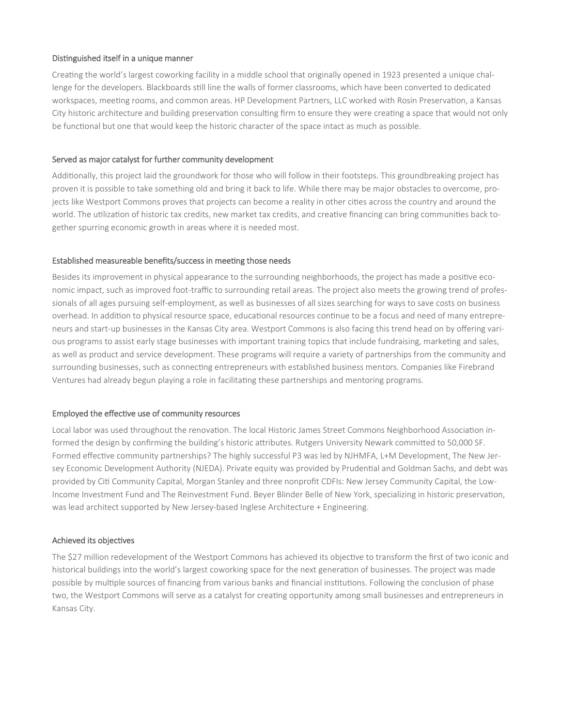### Distinguished itself in a unique manner

Creating the world's largest coworking facility in a middle school that originally opened in 1923 presented a unique challenge for the developers. Blackboards still line the walls of former classrooms, which have been converted to dedicated workspaces, meeting rooms, and common areas. HP Development Partners, LLC worked with Rosin Preservation, a Kansas City historic architecture and building preservation consulting firm to ensure they were creating a space that would not only be functional but one that would keep the historic character of the space intact as much as possible.

### Served as major catalyst for further community development

Additionally, this project laid the groundwork for those who will follow in their footsteps. This groundbreaking project has proven it is possible to take something old and bring it back to life. While there may be major obstacles to overcome, projects like Westport Commons proves that projects can become a reality in other cities across the country and around the world. The utilization of historic tax credits, new market tax credits, and creative financing can bring communities back together spurring economic growth in areas where it is needed most.

### Established measureable benefits/success in meeting those needs

Besides its improvement in physical appearance to the surrounding neighborhoods, the project has made a positive economic impact, such as improved foot-traffic to surrounding retail areas. The project also meets the growing trend of professionals of all ages pursuing self-employment, as well as businesses of all sizes searching for ways to save costs on business overhead. In addition to physical resource space, educational resources continue to be a focus and need of many entrepreneurs and start-up businesses in the Kansas City area. Westport Commons is also facing this trend head on by offering various programs to assist early stage businesses with important training topics that include fundraising, marketing and sales, as well as product and service development. These programs will require a variety of partnerships from the community and surrounding businesses, such as connecting entrepreneurs with established business mentors. Companies like Firebrand Ventures had already begun playing a role in facilitating these partnerships and mentoring programs.

### Employed the effective use of community resources

Local labor was used throughout the renovation. The local Historic James Street Commons Neighborhood Association informed the design by confirming the building's historic attributes. Rutgers University Newark committed to 50,000 SF. Formed effective community partnerships? The highly successful P3 was led by NJHMFA, L+M Development, The New Jersey Economic Development Authority (NJEDA). Private equity was provided by Prudential and Goldman Sachs, and debt was provided by Citi Community Capital, Morgan Stanley and three nonprofit CDFIs: New Jersey Community Capital, the Low-Income Investment Fund and The Reinvestment Fund. Beyer Blinder Belle of New York, specializing in historic preservation, was lead architect supported by New Jersey-based Inglese Architecture + Engineering.

### Achieved its objectives

The $27 million redevelopment of the Westport Commons has achieved its objective to transform the first of two iconic and historical buildings into the world's largest coworking space for the next generation of businesses. The project was made possible by multiple sources of financing from various banks and financial institutions. Following the conclusion of phase two, the Westport Commons will serve as a catalyst for creating opportunity among small businesses and entrepreneurs in Kansas City.